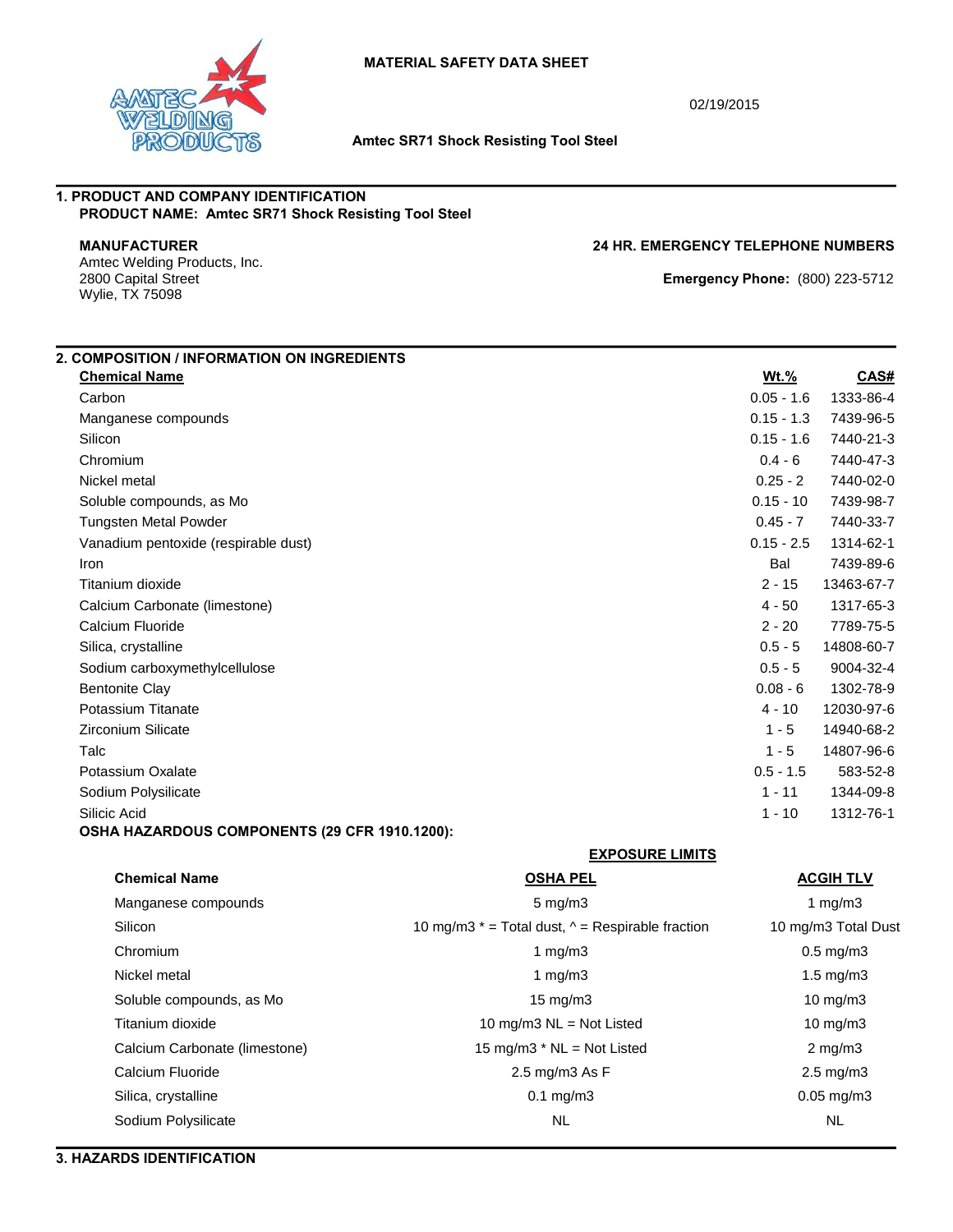MATERIAL SAFETY DATA SHEET

02/19/2015

**Amtec SR71 Shock Resisting Tool Steel**

## 1. PRODUCT AND COMPANY IDENTIFICATION

**PRODUCT NAME: Amtec SR71 Shock Resisting Tool Steel**

**MANUFACTURER**
Amtec Welding Products, Inc.
2800 Capital Street
Wylie, TX 75098

**24 HR. EMERGENCY TELEPHONE NUMBERS**

**Emergency Phone:** (800) 223-5712

## 2. COMPOSITION / INFORMATION ON INGREDIENTS

| Chemical Name | Wt.% | CAS# |
|---|---|---|
| Carbon | 0.05 - 1.6 | 1333-86-4 |
| Manganese compounds | 0.15 - 1.3 | 7439-96-5 |
| Silicon | 0.15 - 1.6 | 7440-21-3 |
| Chromium | 0.4 - 6 | 7440-47-3 |
| Nickel metal | 0.25 - 2 | 7440-02-0 |
| Soluble compounds, as Mo | 0.15 - 10 | 7439-98-7 |
| Tungsten Metal Powder | 0.45 - 7 | 7440-33-7 |
| Vanadium pentoxide (respirable dust) | 0.15 - 2.5 | 1314-62-1 |
| Iron | Bal | 7439-89-6 |
| Titanium dioxide | 2 - 15 | 13463-67-7 |
| Calcium Carbonate (limestone) | 4 - 50 | 1317-65-3 |
| Calcium Fluoride | 2 - 20 | 7789-75-5 |
| Silica, crystalline | 0.5 - 5 | 14808-60-7 |
| Sodium carboxymethylcellulose | 0.5 - 5 | 9004-32-4 |
| Bentonite Clay | 0.08 - 6 | 1302-78-9 |
| Potassium Titanate | 4 - 10 | 12030-97-6 |
| Zirconium Silicate | 1 - 5 | 14940-68-2 |
| Talc | 1 - 5 | 14807-96-6 |
| Potassium Oxalate | 0.5 - 1.5 | 583-52-8 |
| Sodium Polysilicate | 1 - 11 | 1344-09-8 |
| Silicic Acid | 1 - 10 | 1312-76-1 |

**OSHA HAZARDOUS COMPONENTS (29 CFR 1910.1200):**

| | EXPOSURE LIMITS | |
|---|---|---|
| **Chemical Name** | **OSHA PEL** | **ACGIH TLV** |
| Manganese compounds | 5 mg/m3 | 1 mg/m3 |
| Silicon | 10 mg/m3 * = Total dust, ^ = Respirable fraction | 10 mg/m3 Total Dust |
| Chromium | 1 mg/m3 | 0.5 mg/m3 |
| Nickel metal | 1 mg/m3 | 1.5 mg/m3 |
| Soluble compounds, as Mo | 15 mg/m3 | 10 mg/m3 |
| Titanium dioxide | 10 mg/m3 NL = Not Listed | 10 mg/m3 |
| Calcium Carbonate (limestone) | 15 mg/m3 * NL = Not Listed | 2 mg/m3 |
| Calcium Fluoride | 2.5 mg/m3 As F | 2.5 mg/m3 |
| Silica, crystalline | 0.1 mg/m3 | 0.05 mg/m3 |
| Sodium Polysilicate | NL | NL |

## 3. HAZARDS IDENTIFICATION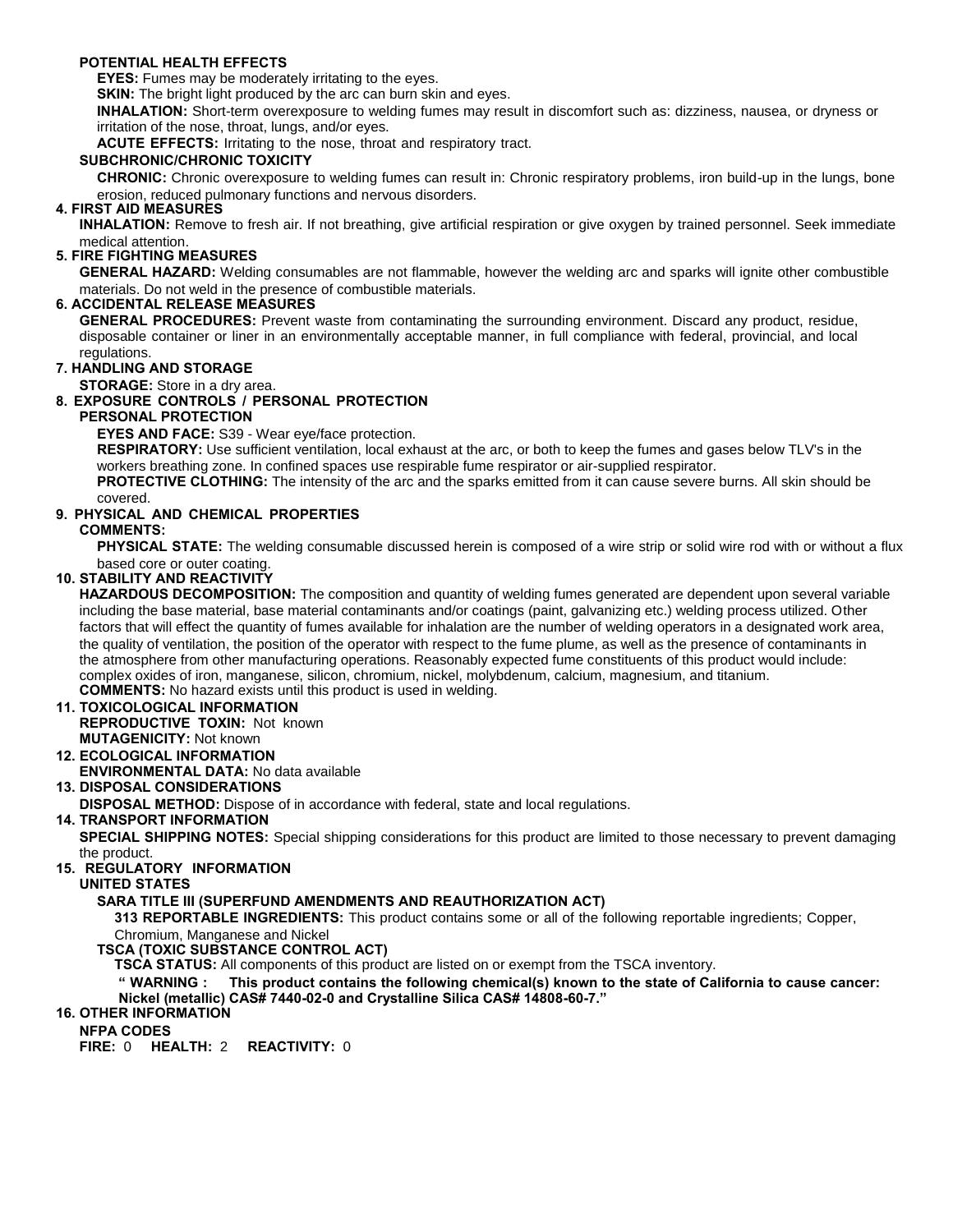### POTENTIAL HEALTH EFFECTS

**EYES:** Fumes may be moderately irritating to the eyes.

**SKIN:** The bright light produced by the arc can burn skin and eyes.

**INHALATION:** Short-term overexposure to welding fumes may result in discomfort such as: dizziness, nausea, or dryness or irritation of the nose, throat, lungs, and/or eyes.

**ACUTE EFFECTS:** Irritating to the nose, throat and respiratory tract.

### SUBCHRONIC/CHRONIC TOXICITY

**CHRONIC:** Chronic overexposure to welding fumes can result in: Chronic respiratory problems, iron build-up in the lungs, bone erosion, reduced pulmonary functions and nervous disorders.

## 4. FIRST AID MEASURES

**INHALATION:** Remove to fresh air. If not breathing, give artificial respiration or give oxygen by trained personnel. Seek immediate medical attention.

## 5. FIRE FIGHTING MEASURES

**GENERAL HAZARD:** Welding consumables are not flammable, however the welding arc and sparks will ignite other combustible materials. Do not weld in the presence of combustible materials.

## 6. ACCIDENTAL RELEASE MEASURES

**GENERAL PROCEDURES:** Prevent waste from contaminating the surrounding environment. Discard any product, residue, disposable container or liner in an environmentally acceptable manner, in full compliance with federal, provincial, and local regulations.

## 7. HANDLING AND STORAGE

**STORAGE:** Store in a dry area.

## 8. EXPOSURE CONTROLS / PERSONAL PROTECTION

### PERSONAL PROTECTION

**EYES AND FACE:** S39 - Wear eye/face protection.

**RESPIRATORY:** Use sufficient ventilation, local exhaust at the arc, or both to keep the fumes and gases below TLV's in the workers breathing zone. In confined spaces use respirable fume respirator or air-supplied respirator.

**PROTECTIVE CLOTHING:** The intensity of the arc and the sparks emitted from it can cause severe burns. All skin should be covered.

## 9. PHYSICAL AND CHEMICAL PROPERTIES

### COMMENTS:

**PHYSICAL STATE:** The welding consumable discussed herein is composed of a wire strip or solid wire rod with or without a flux based core or outer coating.

## 10. STABILITY AND REACTIVITY

**HAZARDOUS DECOMPOSITION:** The composition and quantity of welding fumes generated are dependent upon several variable including the base material, base material contaminants and/or coatings (paint, galvanizing etc.) welding process utilized. Other factors that will effect the quantity of fumes available for inhalation are the number of welding operators in a designated work area, the quality of ventilation, the position of the operator with respect to the fume plume, as well as the presence of contaminants in the atmosphere from other manufacturing operations. Reasonably expected fume constituents of this product would include: complex oxides of iron, manganese, silicon, chromium, nickel, molybdenum, calcium, magnesium, and titanium.

**COMMENTS:** No hazard exists until this product is used in welding.

## 11. TOXICOLOGICAL INFORMATION

**REPRODUCTIVE TOXIN:** Not known

**MUTAGENICITY:** Not known

## 12. ECOLOGICAL INFORMATION

**ENVIRONMENTAL DATA:** No data available

## 13. DISPOSAL CONSIDERATIONS

**DISPOSAL METHOD:** Dispose of in accordance with federal, state and local regulations.

## 14. TRANSPORT INFORMATION

**SPECIAL SHIPPING NOTES:** Special shipping considerations for this product are limited to those necessary to prevent damaging the product.

## 15. REGULATORY INFORMATION

### UNITED STATES

#### SARA TITLE III (SUPERFUND AMENDMENTS AND REAUTHORIZATION ACT)

**313 REPORTABLE INGREDIENTS:** This product contains some or all of the following reportable ingredients; Copper, Chromium, Manganese and Nickel

#### TSCA (TOXIC SUBSTANCE CONTROL ACT)

**TSCA STATUS:** All components of this product are listed on or exempt from the TSCA inventory.

**" WARNING : This product contains the following chemical(s) known to the state of California to cause cancer: Nickel (metallic) CAS# 7440-02-0 and Crystalline Silica CAS# 14808-60-7."**

## 16. OTHER INFORMATION

### NFPA CODES

**FIRE:** 0 **HEALTH:** 2 **REACTIVITY:** 0